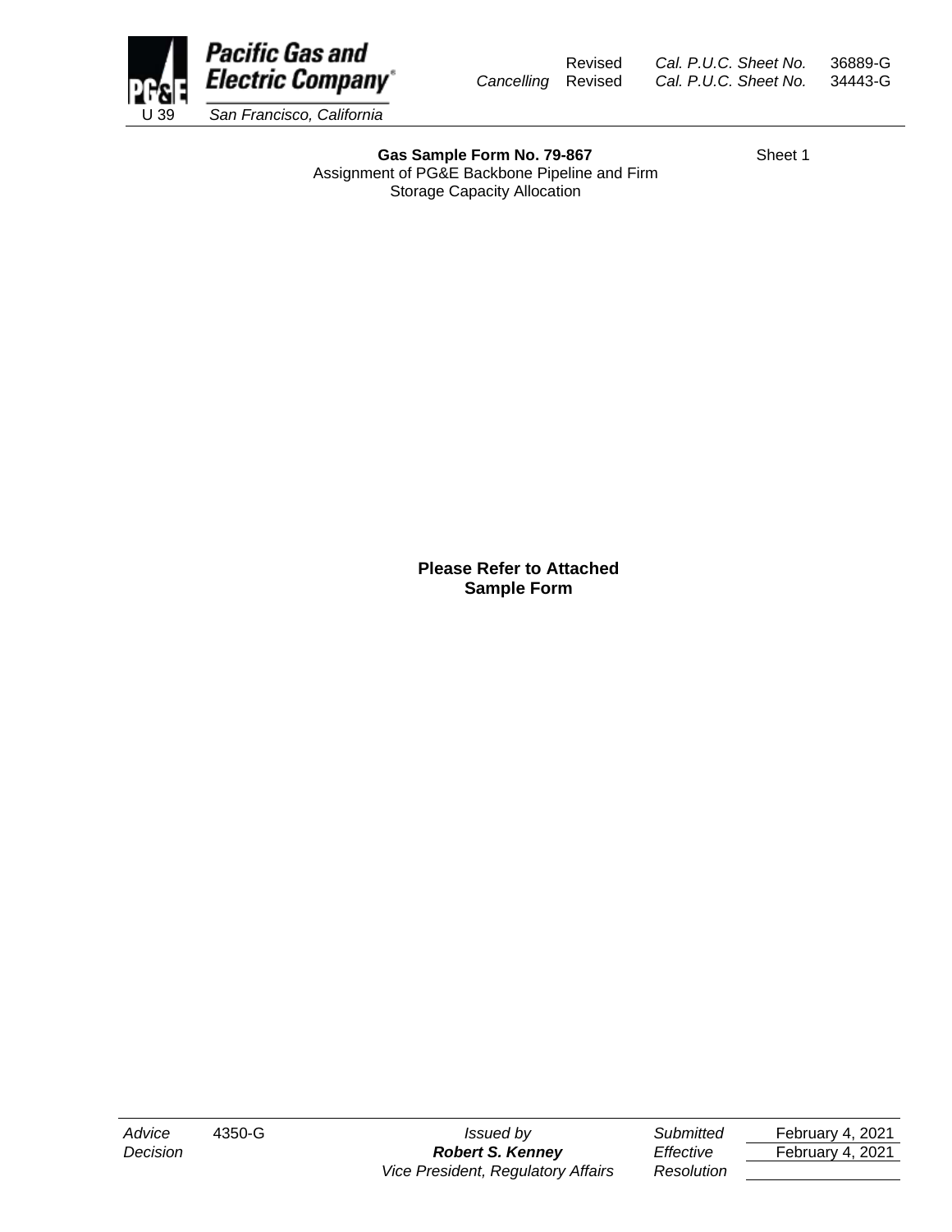Pacific Gas and Electric Company
U 39 San Francisco, California

Revised Cal. P.U.C. Sheet No. 36889-G
*Cancelling* Revised Cal. P.U.C. Sheet No. 34443-G

**Gas Sample Form No. 79-867**
Assignment of PG&E Backbone Pipeline and Firm Storage Capacity Allocation

Sheet 1

**Please Refer to Attached Sample Form**

| | | | | |
|---|---|---|---|---|
| *Advice* | 4350-G | *Issued by* | *Submitted* | February 4, 2021 |
| *Decision* | | ***Robert S. Kenney*** | *Effective* | February 4, 2021 |
| | | *Vice President, Regulatory Affairs* | *Resolution* | |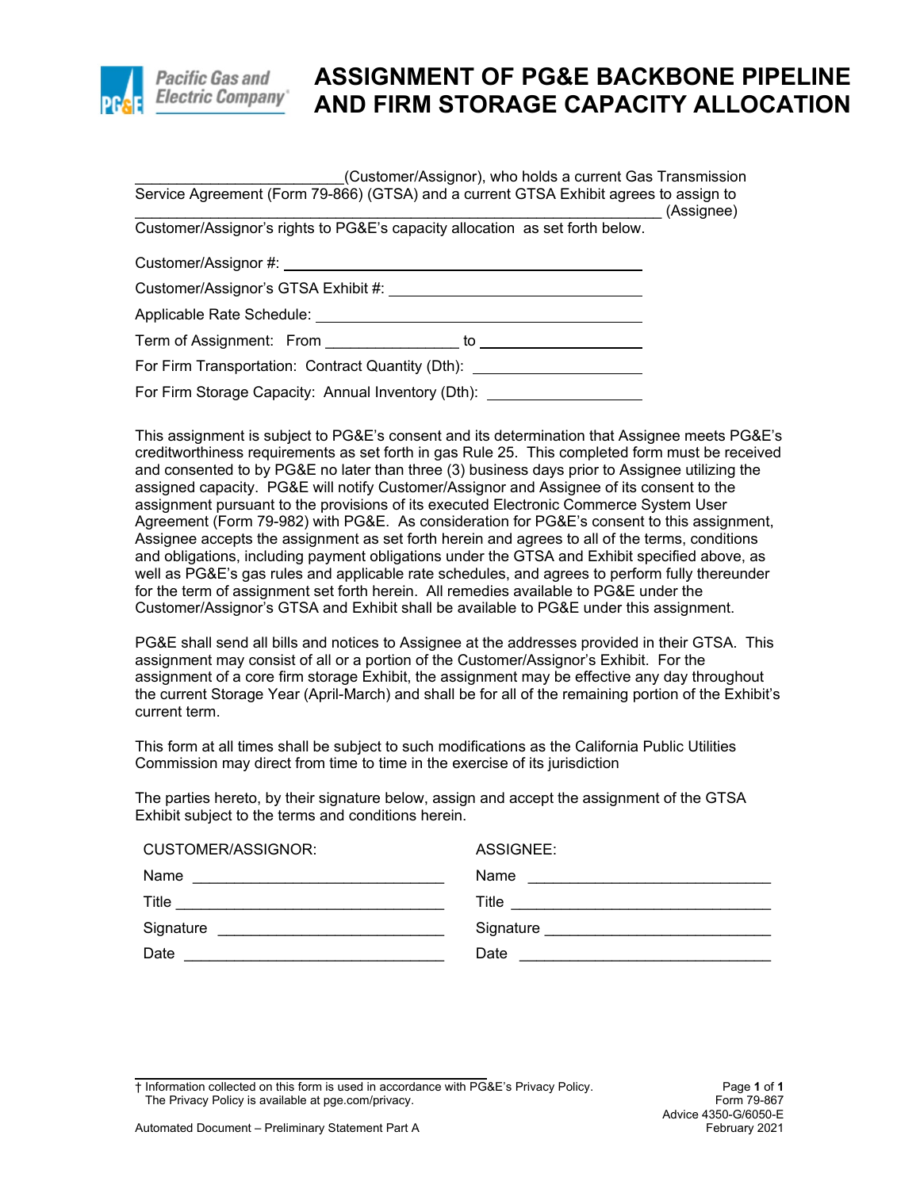# ASSIGNMENT OF PG&E BACKBONE PIPELINE AND FIRM STORAGE CAPACITY ALLOCATION

_________________________(Customer/Assignor), who holds a current Gas Transmission Service Agreement (Form 79-866) (GTSA) and a current GTSA Exhibit agrees to assign to _______________________________________________________________ (Assignee) Customer/Assignor's rights to PG&E's capacity allocation as set forth below.

Customer/Assignor #: ______________________________

Customer/Assignor's GTSA Exhibit #: ______________________________

Applicable Rate Schedule: ______________________________

Term of Assignment: From _______________ to ___________________

For Firm Transportation: Contract Quantity (Dth): __________________

For Firm Storage Capacity: Annual Inventory (Dth): __________________

This assignment is subject to PG&E's consent and its determination that Assignee meets PG&E's creditworthiness requirements as set forth in gas Rule 25. This completed form must be received and consented to by PG&E no later than three (3) business days prior to Assignee utilizing the assigned capacity. PG&E will notify Customer/Assignor and Assignee of its consent to the assignment pursuant to the provisions of its executed Electronic Commerce System User Agreement (Form 79-982) with PG&E. As consideration for PG&E's consent to this assignment, Assignee accepts the assignment as set forth herein and agrees to all of the terms, conditions and obligations, including payment obligations under the GTSA and Exhibit specified above, as well as PG&E's gas rules and applicable rate schedules, and agrees to perform fully thereunder for the term of assignment set forth herein. All remedies available to PG&E under the Customer/Assignor's GTSA and Exhibit shall be available to PG&E under this assignment.

PG&E shall send all bills and notices to Assignee at the addresses provided in their GTSA. This assignment may consist of all or a portion of the Customer/Assignor's Exhibit. For the assignment of a core firm storage Exhibit, the assignment may be effective any day throughout the current Storage Year (April-March) and shall be for all of the remaining portion of the Exhibit's current term.

This form at all times shall be subject to such modifications as the California Public Utilities Commission may direct from time to time in the exercise of its jurisdiction

The parties hereto, by their signature below, assign and accept the assignment of the GTSA Exhibit subject to the terms and conditions herein.

| CUSTOMER/ASSIGNOR: | ASSIGNEE: |
|---|---|
| Name ______________________________ | Name ______________________________ |
| Title ______________________________ | Title ______________________________ |
| Signature ___________________________ | Signature ___________________________ |
| Date ______________________________ | Date ______________________________ |

† Information collected on this form is used in accordance with PG&E's Privacy Policy. The Privacy Policy is available at pge.com/privacy.

Form 79-867
Advice 4350-G/6050-E
February 2021

Automated Document – Preliminary Statement Part A